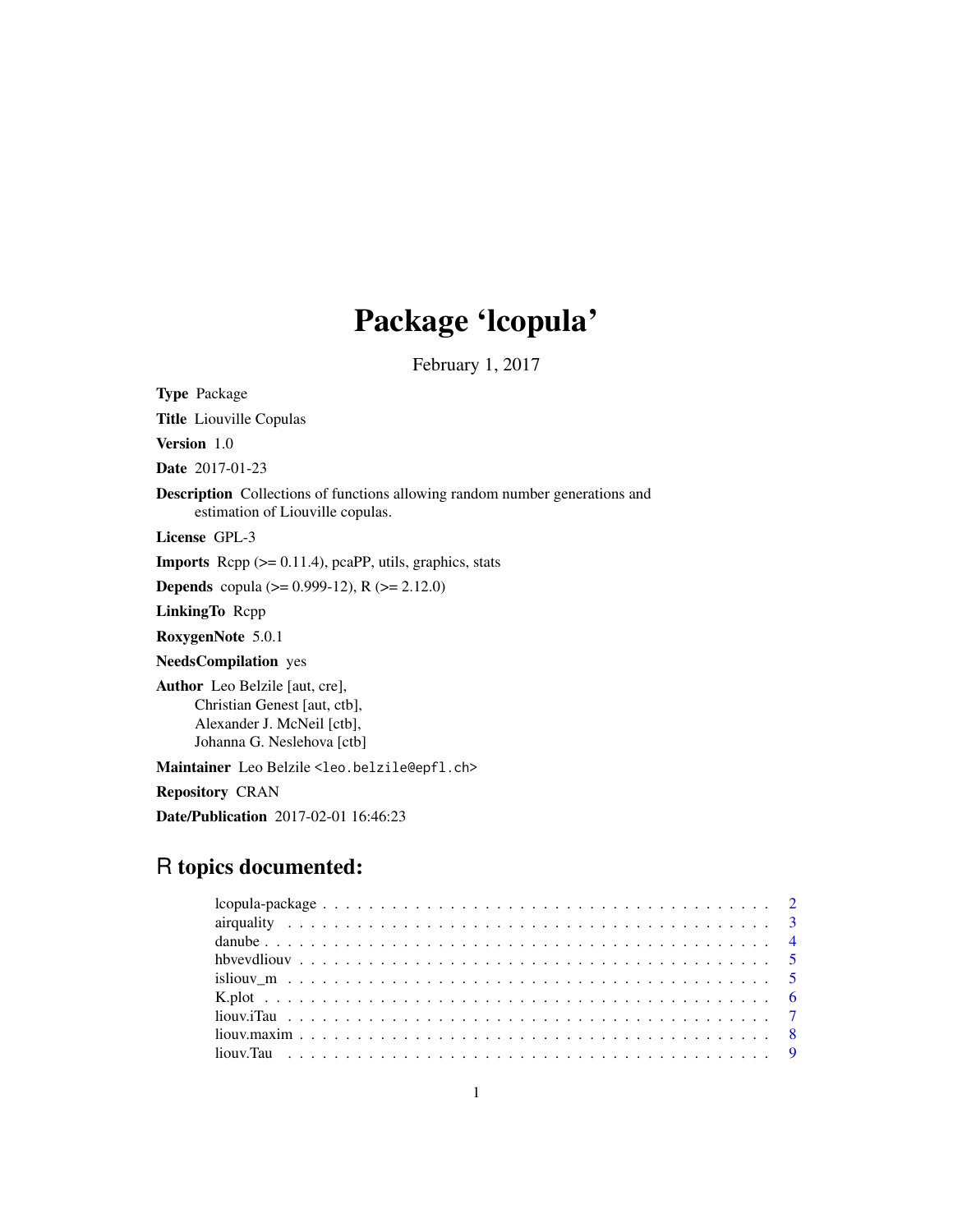# Package 'lcopula'

February 1, 2017

**Type** Package

**Title** Liouville Copulas

**Version** 1.0

**Date** 2017-01-23

**Description** Collections of functions allowing random number generations and estimation of Liouville copulas.

**License** GPL-3

**Imports** Rcpp (>= 0.11.4), pcaPP, utils, graphics, stats

**Depends** copula (>= 0.999-12), R (>= 2.12.0)

**LinkingTo** Rcpp

**RoxygenNote** 5.0.1

**NeedsCompilation** yes

**Author** Leo Belzile [aut, cre],
Christian Genest [aut, ctb],
Alexander J. McNeil [ctb],
Johanna G. Neslehova [ctb]

**Maintainer** Leo Belzile <leo.belzile@epfl.ch>

**Repository** CRAN

**Date/Publication** 2017-02-01 16:46:23

## R topics documented:

- lcopula-package . . . . . . . . . . . . . . . . . . . . . . . . . . . . . . . . . . . . . . 2
- airquality . . . . . . . . . . . . . . . . . . . . . . . . . . . . . . . . . . . . . . . . . 3
- danube . . . . . . . . . . . . . . . . . . . . . . . . . . . . . . . . . . . . . . . . . . . 4
- hbvevdliouv . . . . . . . . . . . . . . . . . . . . . . . . . . . . . . . . . . . . . . . . 5
- isliouv_m . . . . . . . . . . . . . . . . . . . . . . . . . . . . . . . . . . . . . . . . . 5
- K.plot . . . . . . . . . . . . . . . . . . . . . . . . . . . . . . . . . . . . . . . . . . . 6
- liouv.iTau . . . . . . . . . . . . . . . . . . . . . . . . . . . . . . . . . . . . . . . . . 7
- liouv.maxim . . . . . . . . . . . . . . . . . . . . . . . . . . . . . . . . . . . . . . . . 8
- liouv.Tau . . . . . . . . . . . . . . . . . . . . . . . . . . . . . . . . . . . . . . . . . 9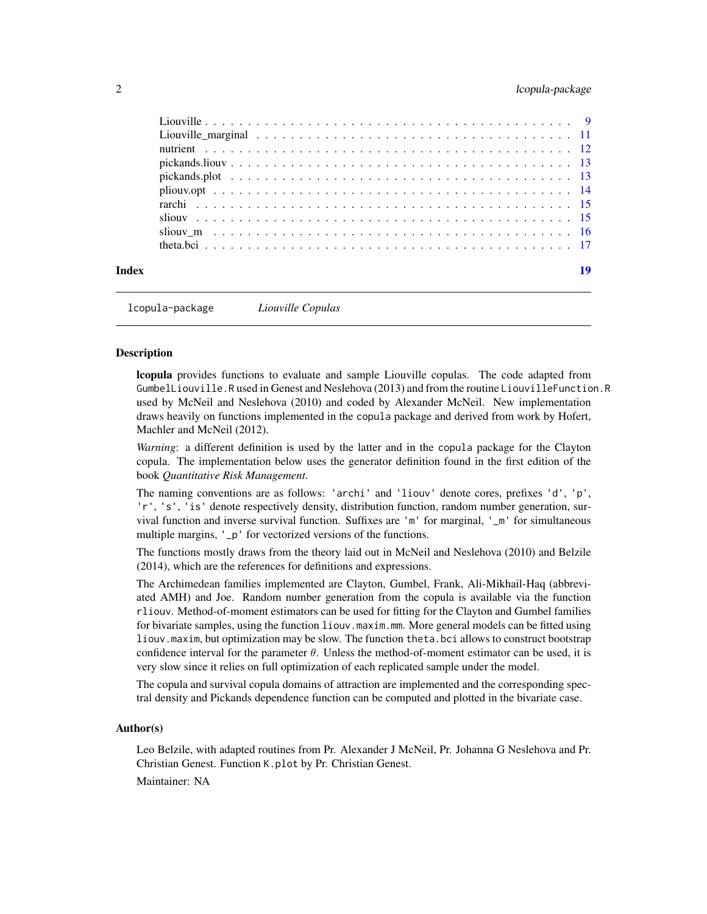| | |
|---|---|
| Liouville | 9 |
| Liouville_marginal | 11 |
| nutrient | 12 |
| pickands.liouv | 13 |
| pickands.plot | 13 |
| pliouv.opt | 14 |
| rarchi | 15 |
| sliouv | 15 |
| sliouv_m | 16 |
| theta.bci | 17 |

**Index** 19

---

`lcopula-package` *Liouville Copulas*

---

### Description

**lcopula** provides functions to evaluate and sample Liouville copulas. The code adapted from `GumbelLiouville.R` used in Genest and Neslehova (2013) and from the routine `LiouvilleFunction.R` used by McNeil and Neslehova (2010) and coded by Alexander McNeil. New implementation draws heavily on functions implemented in the `copula` package and derived from work by Hofert, Machler and McNeil (2012).

*Warning*: a different definition is used by the latter and in the `copula` package for the Clayton copula. The implementation below uses the generator definition found in the first edition of the book *Quantitative Risk Management*.

The naming conventions are as follows: `'archi'` and `'liouv'` denote cores, prefixes `'d'`, `'p'`, `'r'`, `'s'`, `'is'` denote respectively density, distribution function, random number generation, survival function and inverse survival function. Suffixes are `'m'` for marginal, `'_m'` for simultaneous multiple margins, `'_p'` for vectorized versions of the functions.

The functions mostly draws from the theory laid out in McNeil and Neslehova (2010) and Belzile (2014), which are the references for definitions and expressions.

The Archimedean families implemented are Clayton, Gumbel, Frank, Ali-Mikhail-Haq (abbreviated AMH) and Joe. Random number generation from the copula is available via the function `rliouv`. Method-of-moment estimators can be used for fitting for the Clayton and Gumbel families for bivariate samples, using the function `liouv.maxim.mm`. More general models can be fitted using `liouv.maxim`, but optimization may be slow. The function `theta.bci` allows to construct bootstrap confidence interval for the parameter $\theta$. Unless the method-of-moment estimator can be used, it is very slow since it relies on full optimization of each replicated sample under the model.

The copula and survival copula domains of attraction are implemented and the corresponding spectral density and Pickands dependence function can be computed and plotted in the bivariate case.

### Author(s)

Leo Belzile, with adapted routines from Pr. Alexander J McNeil, Pr. Johanna G Neslehova and Pr. Christian Genest. Function `K.plot` by Pr. Christian Genest.

Maintainer: NA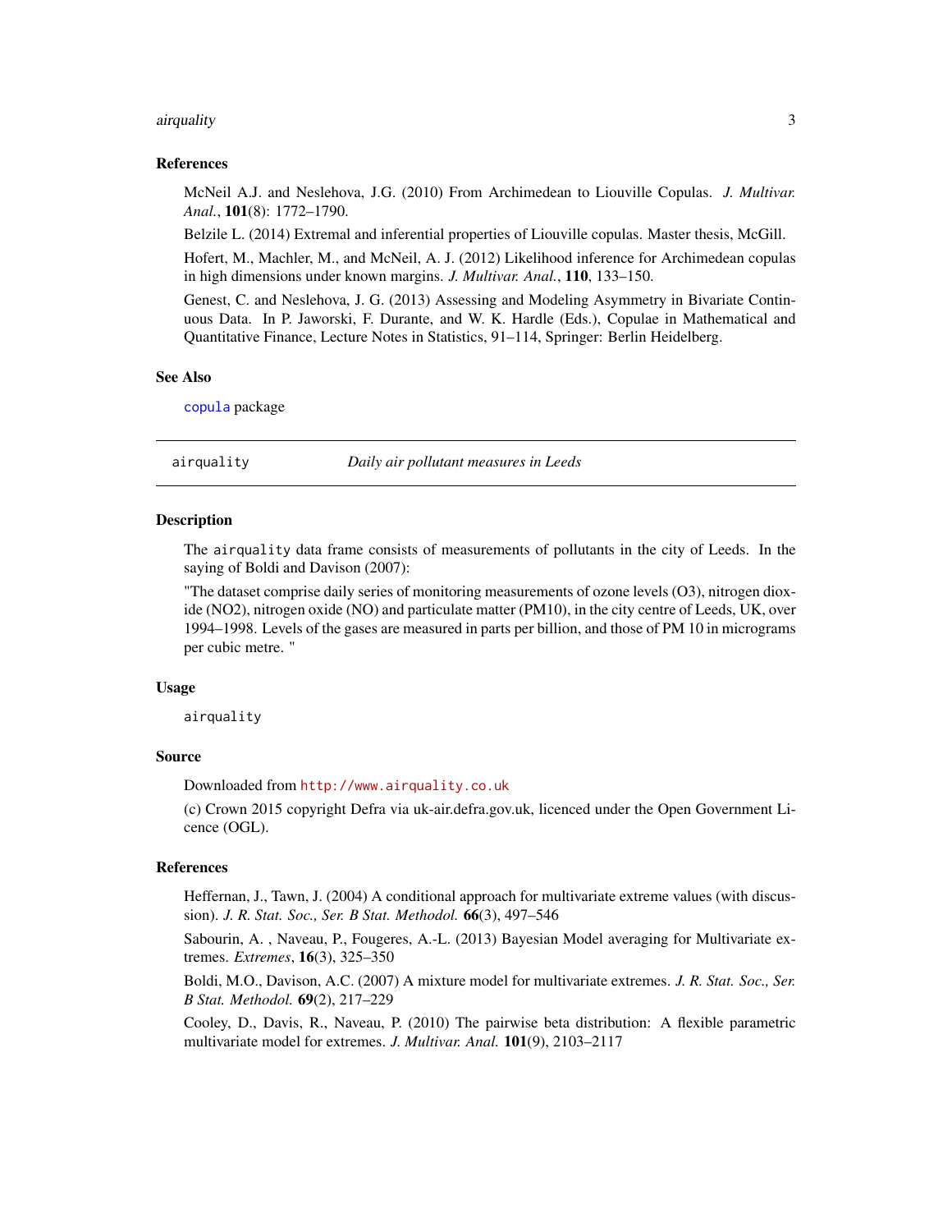### References

McNeil A.J. and Neslehova, J.G. (2010) From Archimedean to Liouville Copulas. *J. Multivar. Anal.*, **101**(8): 1772–1790.

Belzile L. (2014) Extremal and inferential properties of Liouville copulas. Master thesis, McGill.

Hofert, M., Machler, M., and McNeil, A. J. (2012) Likelihood inference for Archimedean copulas in high dimensions under known margins. *J. Multivar. Anal.*, **110**, 133–150.

Genest, C. and Neslehova, J. G. (2013) Assessing and Modeling Asymmetry in Bivariate Continuous Data. In P. Jaworski, F. Durante, and W. K. Hardle (Eds.), Copulae in Mathematical and Quantitative Finance, Lecture Notes in Statistics, 91–114, Springer: Berlin Heidelberg.

### See Also

`copula` package

---

## `airquality` *Daily air pollutant measures in Leeds*

---

### Description

The `airquality` data frame consists of measurements of pollutants in the city of Leeds. In the saying of Boldi and Davison (2007):

"The dataset comprise daily series of monitoring measurements of ozone levels (O3), nitrogen dioxide (NO2), nitrogen oxide (NO) and particulate matter (PM10), in the city centre of Leeds, UK, over 1994–1998. Levels of the gases are measured in parts per billion, and those of PM 10 in micrograms per cubic metre. "

### Usage

```
airquality
```

### Source

Downloaded from http://www.airquality.co.uk

(c) Crown 2015 copyright Defra via uk-air.defra.gov.uk, licenced under the Open Government Licence (OGL).

### References

Heffernan, J., Tawn, J. (2004) A conditional approach for multivariate extreme values (with discussion). *J. R. Stat. Soc., Ser. B Stat. Methodol.* **66**(3), 497–546

Sabourin, A. , Naveau, P., Fougeres, A.-L. (2013) Bayesian Model averaging for Multivariate extremes. *Extremes*, **16**(3), 325–350

Boldi, M.O., Davison, A.C. (2007) A mixture model for multivariate extremes. *J. R. Stat. Soc., Ser. B Stat. Methodol.* **69**(2), 217–229

Cooley, D., Davis, R., Naveau, P. (2010) The pairwise beta distribution: A flexible parametric multivariate model for extremes. *J. Multivar. Anal.* **101**(9), 2103–2117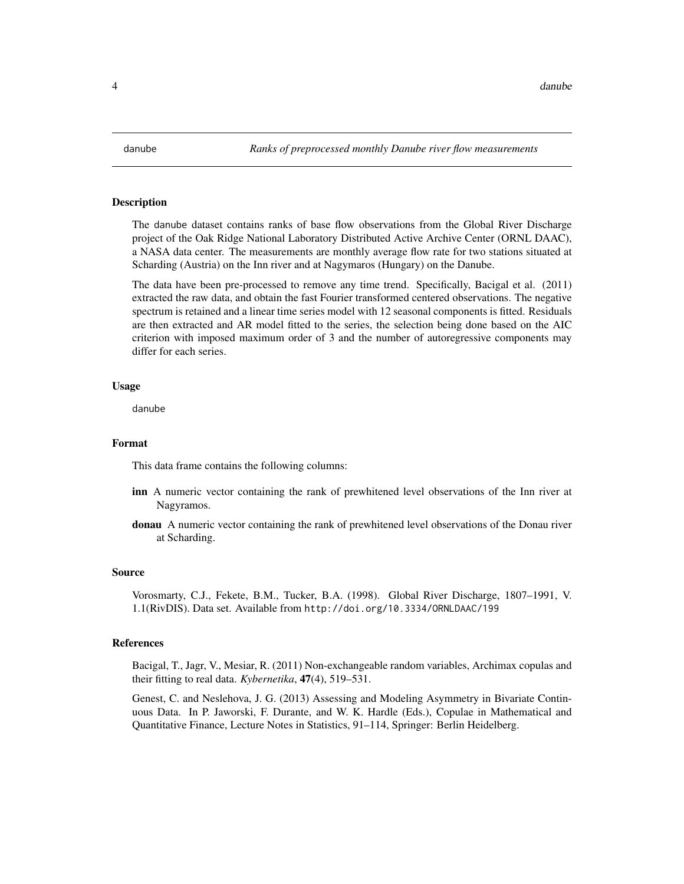danube *Ranks of preprocessed monthly Danube river flow measurements*

## Description

The danube dataset contains ranks of base flow observations from the Global River Discharge project of the Oak Ridge National Laboratory Distributed Active Archive Center (ORNL DAAC), a NASA data center. The measurements are monthly average flow rate for two stations situated at Scharding (Austria) on the Inn river and at Nagymaros (Hungary) on the Danube.

The data have been pre-processed to remove any time trend. Specifically, Bacigal et al. (2011) extracted the raw data, and obtain the fast Fourier transformed centered observations. The negative spectrum is retained and a linear time series model with 12 seasonal components is fitted. Residuals are then extracted and AR model fitted to the series, the selection being done based on the AIC criterion with imposed maximum order of 3 and the number of autoregressive components may differ for each series.

## Usage

```
danube
```

## Format

This data frame contains the following columns:

- **inn** A numeric vector containing the rank of prewhitened level observations of the Inn river at Nagyramos.
- **donau** A numeric vector containing the rank of prewhitened level observations of the Donau river at Scharding.

## Source

Vorosmarty, C.J., Fekete, B.M., Tucker, B.A. (1998). Global River Discharge, 1807–1991, V. 1.1(RivDIS). Data set. Available from http://doi.org/10.3334/ORNLDAAC/199

## References

Bacigal, T., Jagr, V., Mesiar, R. (2011) Non-exchangeable random variables, Archimax copulas and their fitting to real data. *Kybernetika*, **47**(4), 519–531.

Genest, C. and Neslehova, J. G. (2013) Assessing and Modeling Asymmetry in Bivariate Continuous Data. In P. Jaworski, F. Durante, and W. K. Hardle (Eds.), Copulae in Mathematical and Quantitative Finance, Lecture Notes in Statistics, 91–114, Springer: Berlin Heidelberg.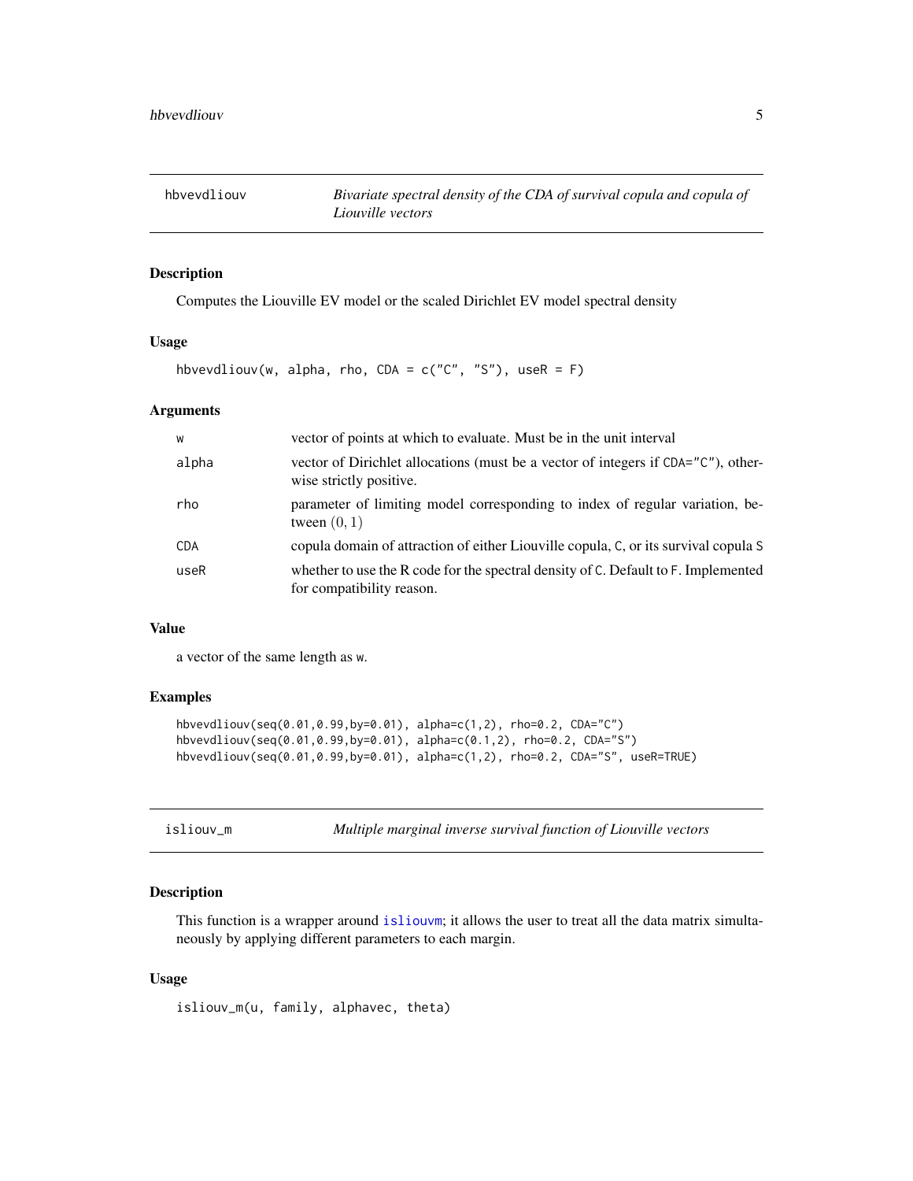## hbvevdliouv — *Bivariate spectral density of the CDA of survival copula and copula of Liouville vectors*

### Description

Computes the Liouville EV model or the scaled Dirichlet EV model spectral density

### Usage

```
hbvevdliouv(w, alpha, rho, CDA = c("C", "S"), useR = F)
```

### Arguments

| | |
|---|---|
| `w` | vector of points at which to evaluate. Must be in the unit interval |
| `alpha` | vector of Dirichlet allocations (must be a vector of integers if `CDA="C"`), otherwise strictly positive. |
| `rho` | parameter of limiting model corresponding to index of regular variation, between $(0, 1)$ |
| `CDA` | copula domain of attraction of either Liouville copula, `C`, or its survival copula `S` |
| `useR` | whether to use the R code for the spectral density of `C`. Default to `F`. Implemented for compatibility reason. |

### Value

a vector of the same length as `w`.

### Examples

```
hbvevdliouv(seq(0.01,0.99,by=0.01), alpha=c(1,2), rho=0.2, CDA="C")
hbvevdliouv(seq(0.01,0.99,by=0.01), alpha=c(0.1,2), rho=0.2, CDA="S")
hbvevdliouv(seq(0.01,0.99,by=0.01), alpha=c(1,2), rho=0.2, CDA="S", useR=TRUE)
```

## isliouv_m — *Multiple marginal inverse survival function of Liouville vectors*

### Description

This function is a wrapper around isliouvm; it allows the user to treat all the data matrix simultaneously by applying different parameters to each margin.

### Usage

```
isliouv_m(u, family, alphavec, theta)
```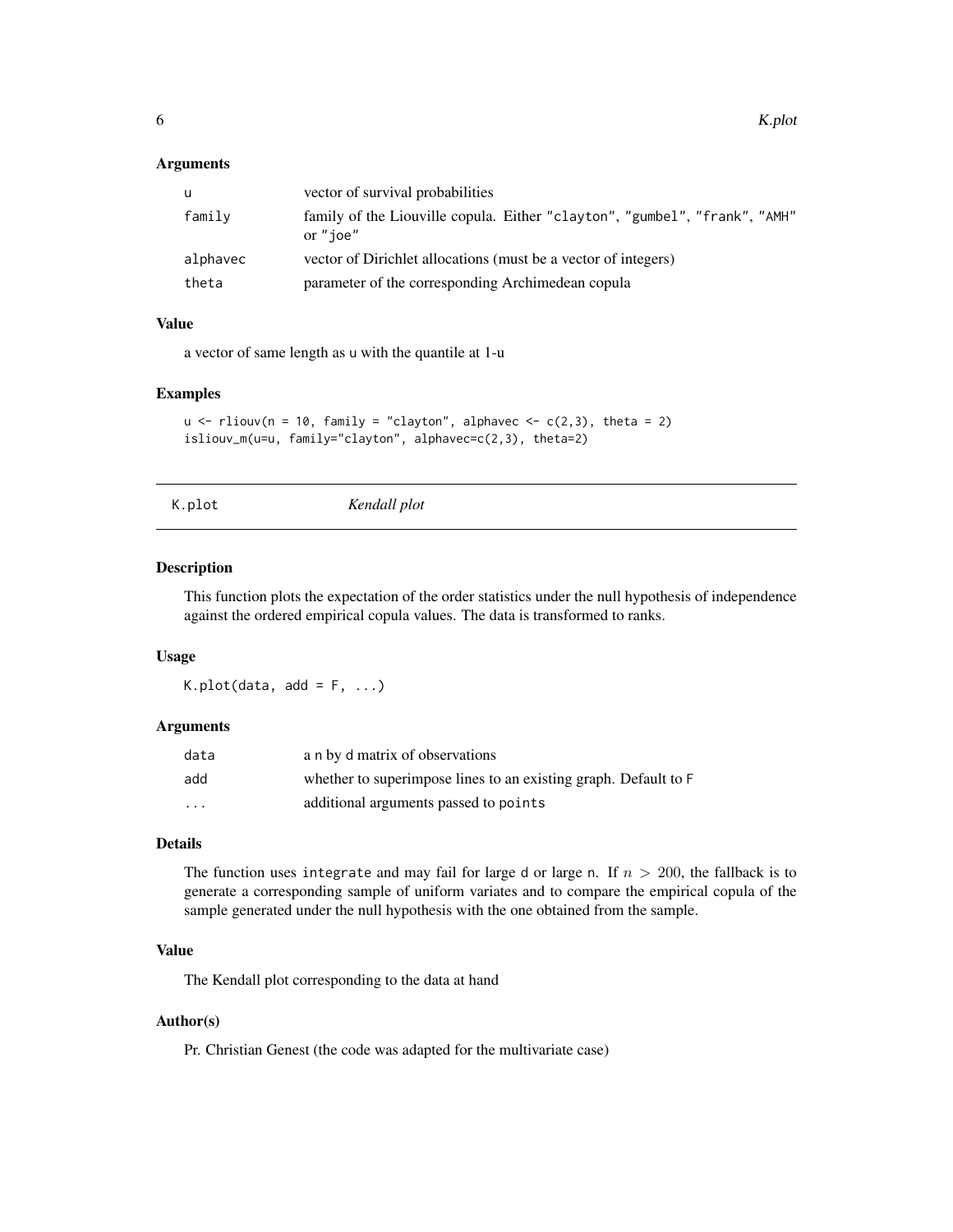### Arguments

| | |
|---|---|
| u | vector of survival probabilities |
| family | family of the Liouville copula. Either "clayton", "gumbel", "frank", "AMH" or "joe" |
| alphavec | vector of Dirichlet allocations (must be a vector of integers) |
| theta | parameter of the corresponding Archimedean copula |

### Value

a vector of same length as u with the quantile at 1-u

### Examples

```
u <- rliouv(n = 10, family = "clayton", alphavec <- c(2,3), theta = 2)
isliouv_m(u=u, family="clayton", alphavec=c(2,3), theta=2)
```

---

## K.plot — *Kendall plot*

---

### Description

This function plots the expectation of the order statistics under the null hypothesis of independence against the ordered empirical copula values. The data is transformed to ranks.

### Usage

```
K.plot(data, add = F, ...)
```

### Arguments

| | |
|---|---|
| data | a n by d matrix of observations |
| add | whether to superimpose lines to an existing graph. Default to F |
| ... | additional arguments passed to points |

### Details

The function uses integrate and may fail for large d or large n. If $n > 200$, the fallback is to generate a corresponding sample of uniform variates and to compare the empirical copula of the sample generated under the null hypothesis with the one obtained from the sample.

### Value

The Kendall plot corresponding to the data at hand

### Author(s)

Pr. Christian Genest (the code was adapted for the multivariate case)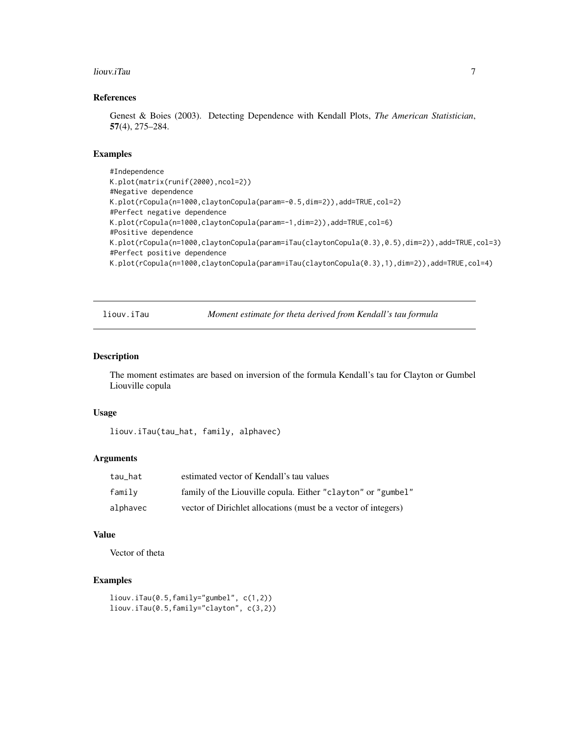### References

Genest & Boies (2003). Detecting Dependence with Kendall Plots, *The American Statistician*, **57**(4), 275–284.

### Examples

```
#Independence
K.plot(matrix(runif(2000),ncol=2))
#Negative dependence
K.plot(rCopula(n=1000,claytonCopula(param=-0.5,dim=2)),add=TRUE,col=2)
#Perfect negative dependence
K.plot(rCopula(n=1000,claytonCopula(param=-1,dim=2)),add=TRUE,col=6)
#Positive dependence
K.plot(rCopula(n=1000,claytonCopula(param=iTau(claytonCopula(0.3),0.5),dim=2)),add=TRUE,col=3)
#Perfect positive dependence
K.plot(rCopula(n=1000,claytonCopula(param=iTau(claytonCopula(0.3),1),dim=2)),add=TRUE,col=4)
```

---

## liouv.iTau — *Moment estimate for theta derived from Kendall's tau formula*

---

### Description

The moment estimates are based on inversion of the formula Kendall's tau for Clayton or Gumbel Liouville copula

### Usage

```
liouv.iTau(tau_hat, family, alphavec)
```

### Arguments

| | |
|---|---|
| tau_hat | estimated vector of Kendall's tau values |
| family | family of the Liouville copula. Either "clayton" or "gumbel" |
| alphavec | vector of Dirichlet allocations (must be a vector of integers) |

### Value

Vector of theta

### Examples

```
liouv.iTau(0.5,family="gumbel", c(1,2))
liouv.iTau(0.5,family="clayton", c(3,2))
```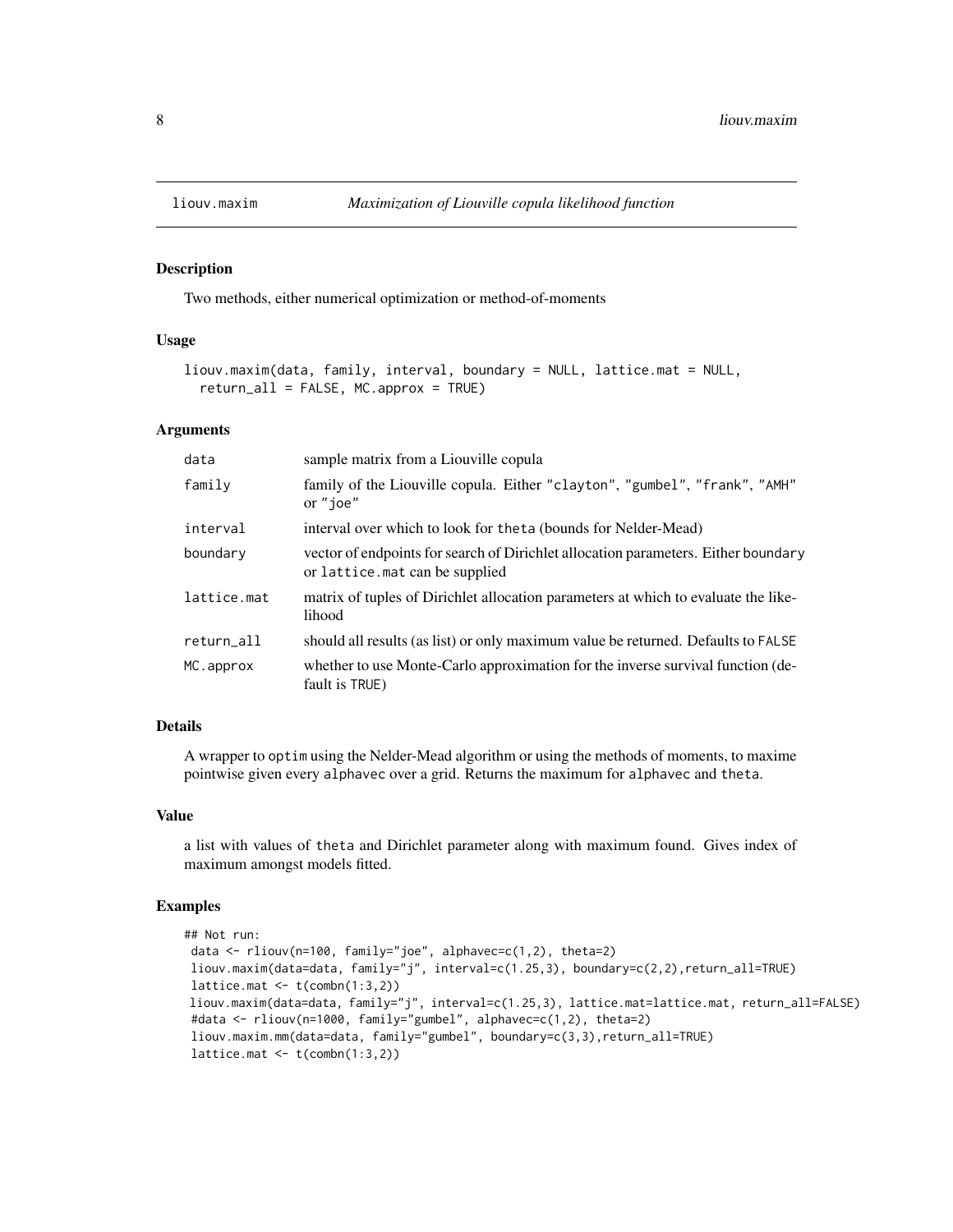## liouv.maxim *Maximization of Liouville copula likelihood function*

### Description

Two methods, either numerical optimization or method-of-moments

### Usage

```
liouv.maxim(data, family, interval, boundary = NULL, lattice.mat = NULL,
  return_all = FALSE, MC.approx = TRUE)
```

### Arguments

| | |
|---|---|
| `data` | sample matrix from a Liouville copula |
| `family` | family of the Liouville copula. Either `"clayton"`, `"gumbel"`, `"frank"`, `"AMH"` or `"joe"` |
| `interval` | interval over which to look for `theta` (bounds for Nelder-Mead) |
| `boundary` | vector of endpoints for search of Dirichlet allocation parameters. Either `boundary` or `lattice.mat` can be supplied |
| `lattice.mat` | matrix of tuples of Dirichlet allocation parameters at which to evaluate the likelihood |
| `return_all` | should all results (as list) or only maximum value be returned. Defaults to `FALSE` |
| `MC.approx` | whether to use Monte-Carlo approximation for the inverse survival function (default is `TRUE`) |

### Details

A wrapper to `optim` using the Nelder-Mead algorithm or using the methods of moments, to maxime pointwise given every `alphavec` over a grid. Returns the maximum for `alphavec` and `theta`.

### Value

a list with values of `theta` and Dirichlet parameter along with maximum found. Gives index of maximum amongst models fitted.

### Examples

```
## Not run:
 data <- rliouv(n=100, family="joe", alphavec=c(1,2), theta=2)
 liouv.maxim(data=data, family="j", interval=c(1.25,3), boundary=c(2,2),return_all=TRUE)
 lattice.mat <- t(combn(1:3,2))
 liouv.maxim(data=data, family="j", interval=c(1.25,3), lattice.mat=lattice.mat, return_all=FALSE)
 #data <- rliouv(n=1000, family="gumbel", alphavec=c(1,2), theta=2)
 liouv.maxim.mm(data=data, family="gumbel", boundary=c(3,3),return_all=TRUE)
 lattice.mat <- t(combn(1:3,2))
```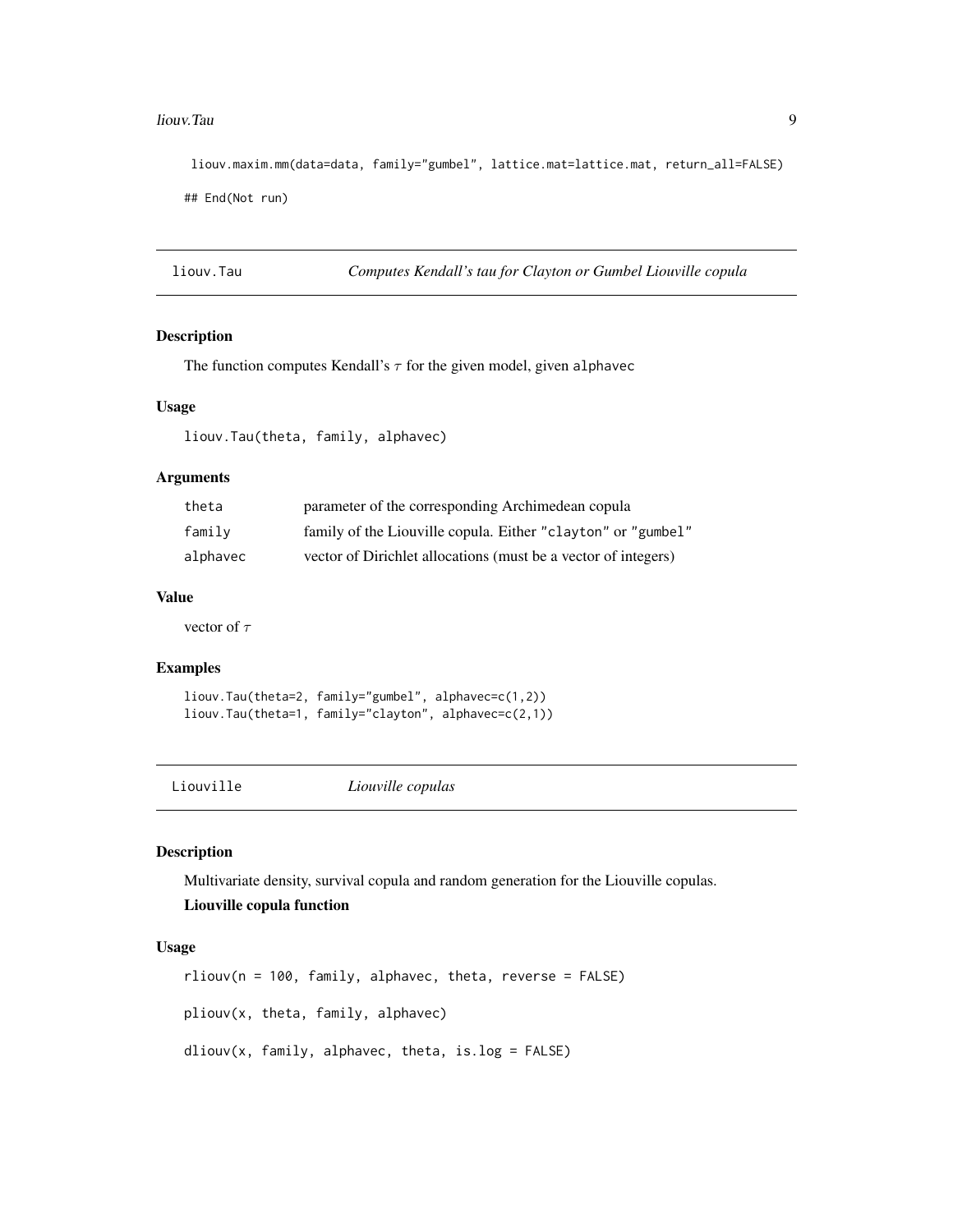```
liouv.maxim.mm(data=data, family="gumbel", lattice.mat=lattice.mat, return_all=FALSE)

## End(Not run)
```

---

## liouv.Tau — *Computes Kendall's tau for Clayton or Gumbel Liouville copula*

### Description

The function computes Kendall's $\tau$ for the given model, given `alphavec`

### Usage

```
liouv.Tau(theta, family, alphavec)
```

### Arguments

| | |
|---|---|
| `theta` | parameter of the corresponding Archimedean copula |
| `family` | family of the Liouville copula. Either `"clayton"` or `"gumbel"` |
| `alphavec` | vector of Dirichlet allocations (must be a vector of integers) |

### Value

vector of $\tau$

### Examples

```
liouv.Tau(theta=2, family="gumbel", alphavec=c(1,2))
liouv.Tau(theta=1, family="clayton", alphavec=c(2,1))
```

---

## Liouville — *Liouville copulas*

### Description

Multivariate density, survival copula and random generation for the Liouville copulas.

**Liouville copula function**

### Usage

```
rliouv(n = 100, family, alphavec, theta, reverse = FALSE)

pliouv(x, theta, family, alphavec)

dliouv(x, family, alphavec, theta, is.log = FALSE)
```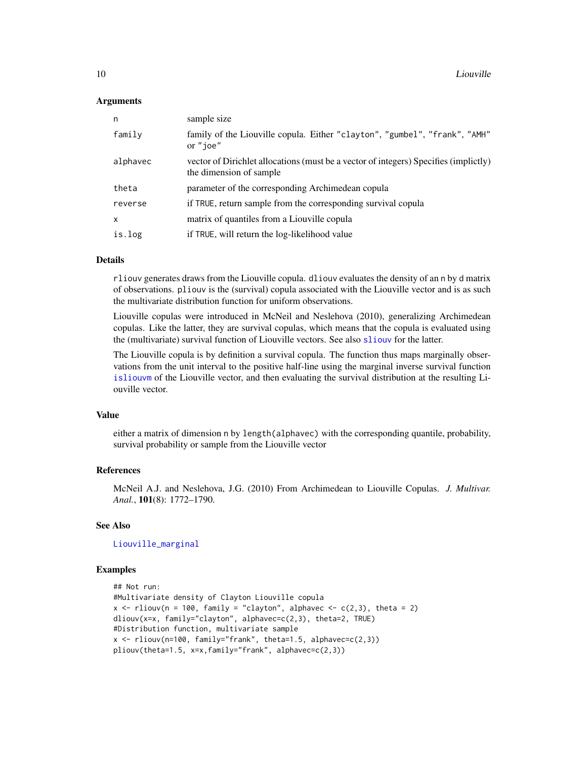### Arguments

| | |
|---|---|
| `n` | sample size |
| `family` | family of the Liouville copula. Either "clayton", "gumbel", "frank", "AMH" or "joe" |
| `alphavec` | vector of Dirichlet allocations (must be a vector of integers) Specifies (implictly) the dimension of sample |
| `theta` | parameter of the corresponding Archimedean copula |
| `reverse` | if TRUE, return sample from the corresponding survival copula |
| `x` | matrix of quantiles from a Liouville copula |
| `is.log` | if TRUE, will return the log-likelihood value |

### Details

`rliouv` generates draws from the Liouville copula. `dliouv` evaluates the density of an `n` by `d` matrix of observations. `pliouv` is the (survival) copula associated with the Liouville vector and is as such the multivariate distribution function for uniform observations.

Liouville copulas were introduced in McNeil and Neslehova (2010), generalizing Archimedean copulas. Like the latter, they are survival copulas, which means that the copula is evaluated using the (multivariate) survival function of Liouville vectors. See also `sliouv` for the latter.

The Liouville copula is by definition a survival copula. The function thus maps marginally observations from the unit interval to the positive half-line using the marginal inverse survival function `isliouvm` of the Liouville vector, and then evaluating the survival distribution at the resulting Liouville vector.

### Value

either a matrix of dimension `n` by `length(alphavec)` with the corresponding quantile, probability, survival probability or sample from the Liouville vector

### References

McNeil A.J. and Neslehova, J.G. (2010) From Archimedean to Liouville Copulas. *J. Multivar. Anal.*, **101**(8): 1772–1790.

### See Also

`Liouville_marginal`

### Examples

```
## Not run:
#Multivariate density of Clayton Liouville copula
x <- rliouv(n = 100, family = "clayton", alphavec <- c(2,3), theta = 2)
dliouv(x=x, family="clayton", alphavec=c(2,3), theta=2, TRUE)
#Distribution function, multivariate sample
x <- rliouv(n=100, family="frank", theta=1.5, alphavec=c(2,3))
pliouv(theta=1.5, x=x,family="frank", alphavec=c(2,3))
```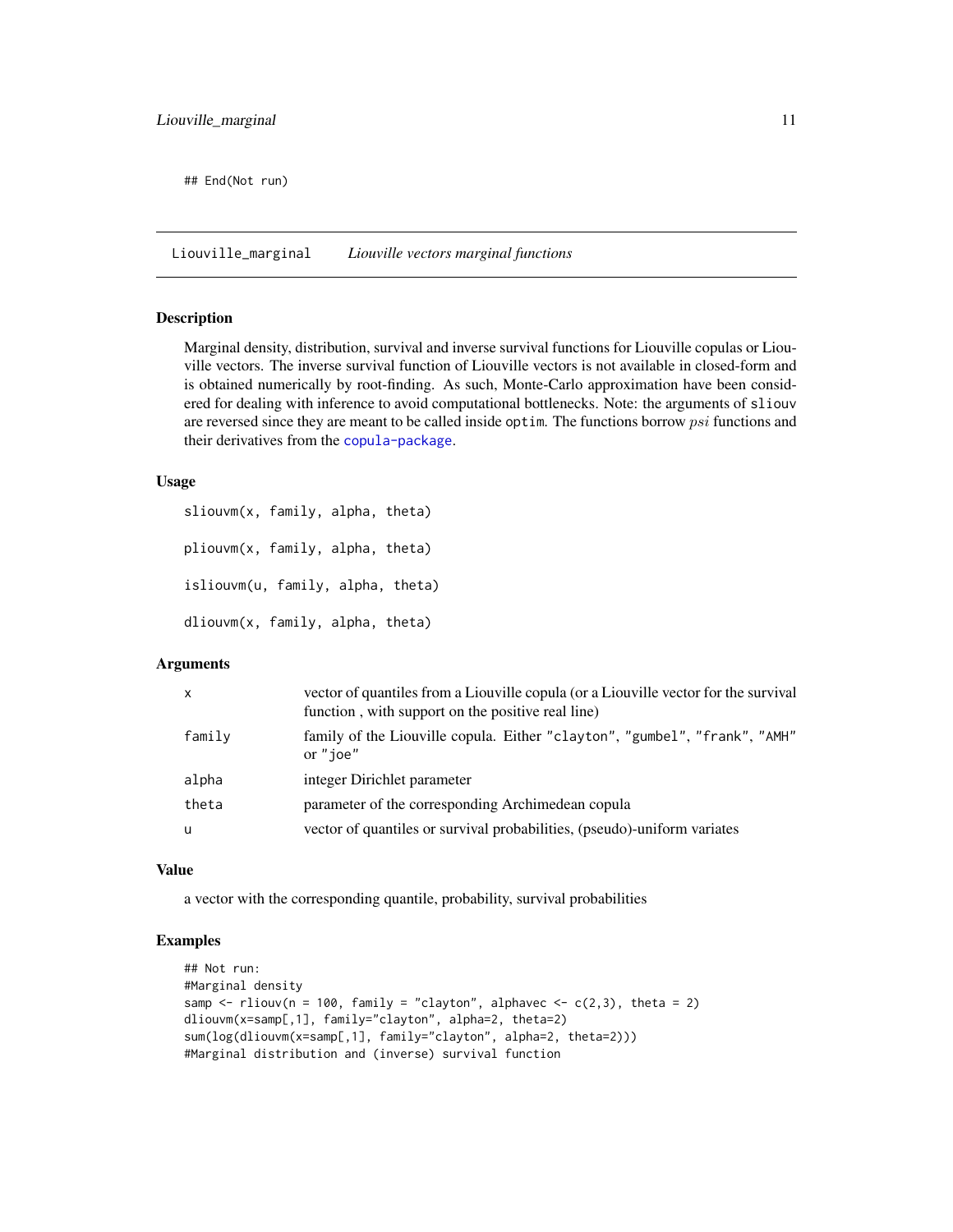```
## End(Not run)
```

## Liouville_marginal — *Liouville vectors marginal functions*

### Description

Marginal density, distribution, survival and inverse survival functions for Liouville copulas or Liouville vectors. The inverse survival function of Liouville vectors is not available in closed-form and is obtained numerically by root-finding. As such, Monte-Carlo approximation have been considered for dealing with inference to avoid computational bottlenecks. Note: the arguments of `sliouv` are reversed since they are meant to be called inside `optim`. The functions borrow $psi$ functions and their derivatives from the `copula-package`.

### Usage

```
sliouvm(x, family, alpha, theta)

pliouvm(x, family, alpha, theta)

isliouvm(u, family, alpha, theta)

dliouvm(x, family, alpha, theta)
```

### Arguments

| | |
|---|---|
| `x` | vector of quantiles from a Liouville copula (or a Liouville vector for the survival function , with support on the positive real line) |
| `family` | family of the Liouville copula. Either "clayton", "gumbel", "frank", "AMH" or "joe" |
| `alpha` | integer Dirichlet parameter |
| `theta` | parameter of the corresponding Archimedean copula |
| `u` | vector of quantiles or survival probabilities, (pseudo)-uniform variates |

### Value

a vector with the corresponding quantile, probability, survival probabilities

### Examples

```
## Not run:
#Marginal density
samp <- rliouv(n = 100, family = "clayton", alphavec <- c(2,3), theta = 2)
dliouvm(x=samp[,1], family="clayton", alpha=2, theta=2)
sum(log(dliouvm(x=samp[,1], family="clayton", alpha=2, theta=2)))
#Marginal distribution and (inverse) survival function
```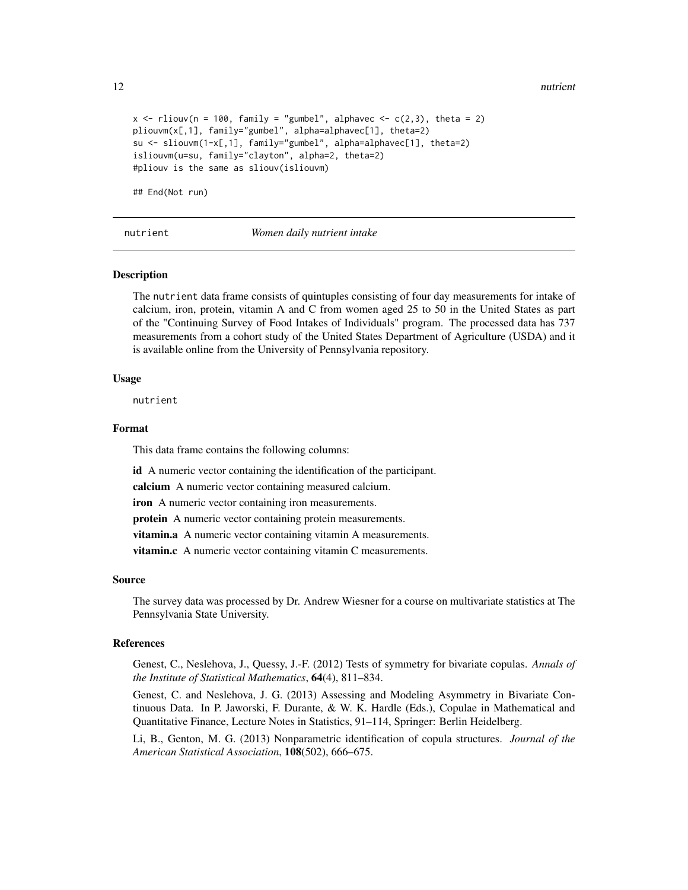```
x <- rliouv(n = 100, family = "gumbel", alphavec <- c(2,3), theta = 2)
pliouvm(x[,1], family="gumbel", alpha=alphavec[1], theta=2)
su <- sliouvm(1-x[,1], family="gumbel", alpha=alphavec[1], theta=2)
isliouvm(u=su, family="clayton", alpha=2, theta=2)
#pliouv is the same as sliouv(isliouvm)

## End(Not run)
```

## nutrient — *Women daily nutrient intake*

### Description

The nutrient data frame consists of quintuples consisting of four day measurements for intake of calcium, iron, protein, vitamin A and C from women aged 25 to 50 in the United States as part of the "Continuing Survey of Food Intakes of Individuals" program. The processed data has 737 measurements from a cohort study of the United States Department of Agriculture (USDA) and it is available online from the University of Pennsylvania repository.

### Usage

```
nutrient
```

### Format

This data frame contains the following columns:

**id** A numeric vector containing the identification of the participant.

**calcium** A numeric vector containing measured calcium.

**iron** A numeric vector containing iron measurements.

**protein** A numeric vector containing protein measurements.

**vitamin.a** A numeric vector containing vitamin A measurements.

**vitamin.c** A numeric vector containing vitamin C measurements.

### Source

The survey data was processed by Dr. Andrew Wiesner for a course on multivariate statistics at The Pennsylvania State University.

### References

Genest, C., Neslehova, J., Quessy, J.-F. (2012) Tests of symmetry for bivariate copulas. *Annals of the Institute of Statistical Mathematics*, **64**(4), 811–834.

Genest, C. and Neslehova, J. G. (2013) Assessing and Modeling Asymmetry in Bivariate Continuous Data. In P. Jaworski, F. Durante, & W. K. Hardle (Eds.), Copulae in Mathematical and Quantitative Finance, Lecture Notes in Statistics, 91–114, Springer: Berlin Heidelberg.

Li, B., Genton, M. G. (2013) Nonparametric identification of copula structures. *Journal of the American Statistical Association*, **108**(502), 666–675.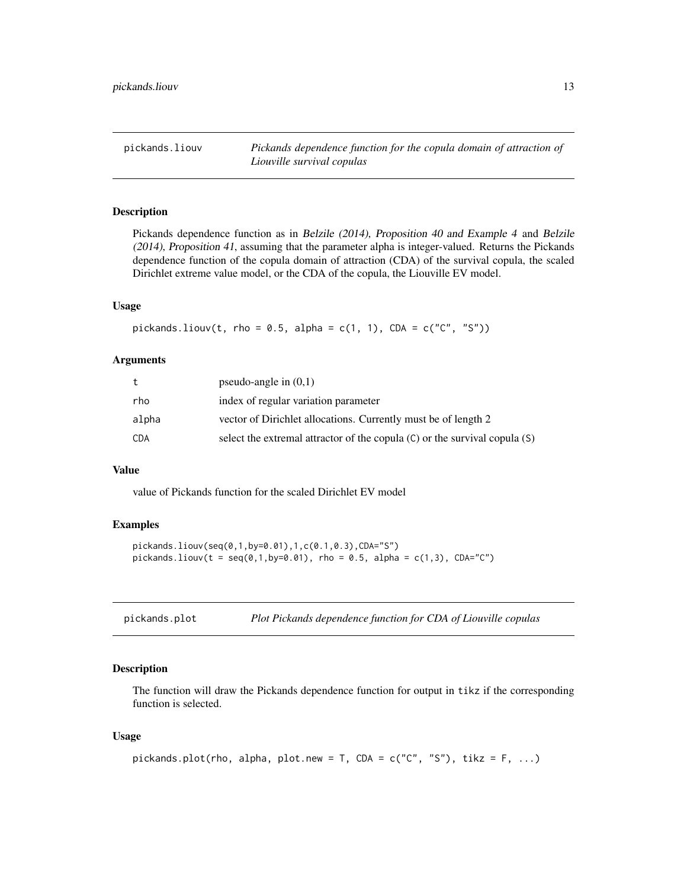## pickands.liouv — *Pickands dependence function for the copula domain of attraction of Liouville survival copulas*

### Description

Pickands dependence function as in *Belzile (2014), Proposition 40 and Example 4* and *Belzile (2014), Proposition 41*, assuming that the parameter alpha is integer-valued. Returns the Pickands dependence function of the copula domain of attraction (CDA) of the survival copula, the scaled Dirichlet extreme value model, or the CDA of the copula, the Liouville EV model.

### Usage

```
pickands.liouv(t, rho = 0.5, alpha = c(1, 1), CDA = c("C", "S"))
```

### Arguments

| | |
|---|---|
| t | pseudo-angle in (0,1) |
| rho | index of regular variation parameter |
| alpha | vector of Dirichlet allocations. Currently must be of length 2 |
| CDA | select the extremal attractor of the copula (C) or the survival copula (S) |

### Value

value of Pickands function for the scaled Dirichlet EV model

### Examples

```
pickands.liouv(seq(0,1,by=0.01),1,c(0.1,0.3),CDA="S")
pickands.liouv(t = seq(0,1,by=0.01), rho = 0.5, alpha = c(1,3), CDA="C")
```

## pickands.plot — *Plot Pickands dependence function for CDA of Liouville copulas*

### Description

The function will draw the Pickands dependence function for output in tikz if the corresponding function is selected.

### Usage

```
pickands.plot(rho, alpha, plot.new = T, CDA = c("C", "S"), tikz = F, ...)
```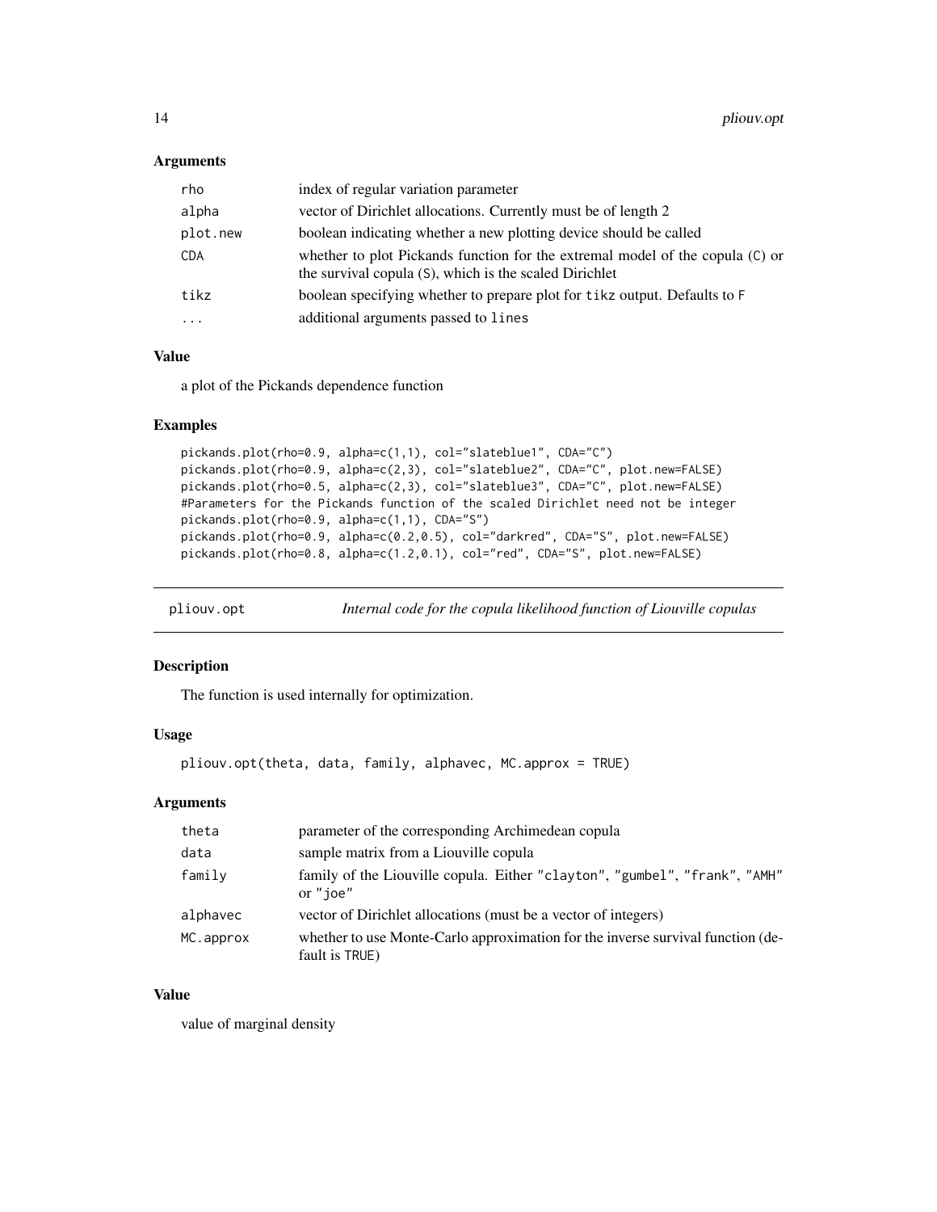### Arguments

| | |
|---|---|
| rho | index of regular variation parameter |
| alpha | vector of Dirichlet allocations. Currently must be of length 2 |
| plot.new | boolean indicating whether a new plotting device should be called |
| CDA | whether to plot Pickands function for the extremal model of the copula (C) or the survival copula (S), which is the scaled Dirichlet |
| tikz | boolean specifying whether to prepare plot for tikz output. Defaults to F |
| ... | additional arguments passed to lines |

### Value

a plot of the Pickands dependence function

### Examples

```
pickands.plot(rho=0.9, alpha=c(1,1), col="slateblue1", CDA="C")
pickands.plot(rho=0.9, alpha=c(2,3), col="slateblue2", CDA="C", plot.new=FALSE)
pickands.plot(rho=0.5, alpha=c(2,3), col="slateblue3", CDA="C", plot.new=FALSE)
#Parameters for the Pickands function of the scaled Dirichlet need not be integer
pickands.plot(rho=0.9, alpha=c(1,1), CDA="S")
pickands.plot(rho=0.9, alpha=c(0.2,0.5), col="darkred", CDA="S", plot.new=FALSE)
pickands.plot(rho=0.8, alpha=c(1.2,0.1), col="red", CDA="S", plot.new=FALSE)
```

---

## pliouv.opt — *Internal code for the copula likelihood function of Liouville copulas*

### Description

The function is used internally for optimization.

### Usage

```
pliouv.opt(theta, data, family, alphavec, MC.approx = TRUE)
```

### Arguments

| | |
|---|---|
| theta | parameter of the corresponding Archimedean copula |
| data | sample matrix from a Liouville copula |
| family | family of the Liouville copula. Either "clayton", "gumbel", "frank", "AMH" or "joe" |
| alphavec | vector of Dirichlet allocations (must be a vector of integers) |
| MC.approx | whether to use Monte-Carlo approximation for the inverse survival function (default is TRUE) |

### Value

value of marginal density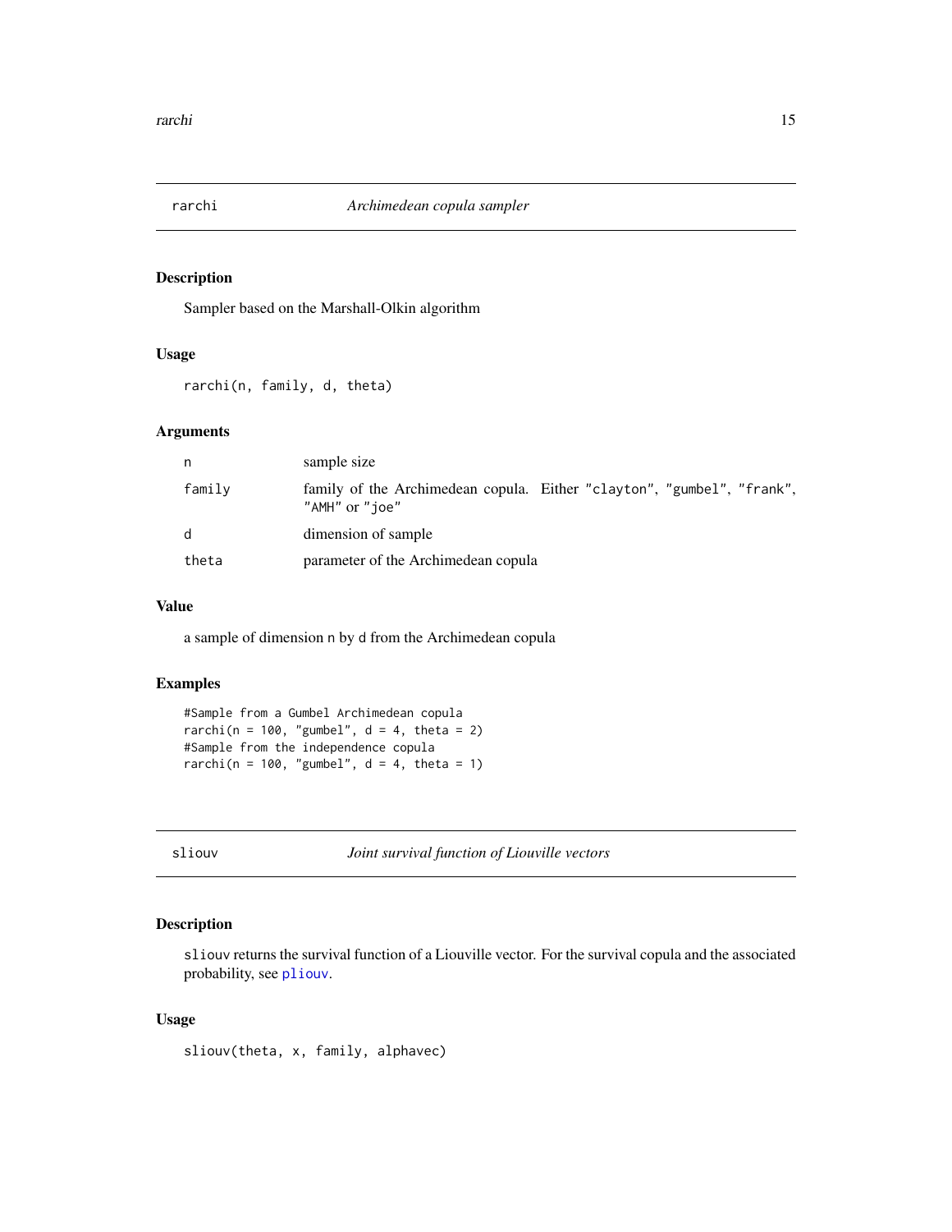## rarchi — *Archimedean copula sampler*

### Description

Sampler based on the Marshall-Olkin algorithm

### Usage

```
rarchi(n, family, d, theta)
```

### Arguments

| | |
|---|---|
| n | sample size |
| family | family of the Archimedean copula. Either "clayton", "gumbel", "frank", "AMH" or "joe" |
| d | dimension of sample |
| theta | parameter of the Archimedean copula |

### Value

a sample of dimension n by d from the Archimedean copula

### Examples

```
#Sample from a Gumbel Archimedean copula
rarchi(n = 100, "gumbel", d = 4, theta = 2)
#Sample from the independence copula
rarchi(n = 100, "gumbel", d = 4, theta = 1)
```

## sliouv — *Joint survival function of Liouville vectors*

### Description

sliouv returns the survival function of a Liouville vector. For the survival copula and the associated probability, see pliouv.

### Usage

```
sliouv(theta, x, family, alphavec)
```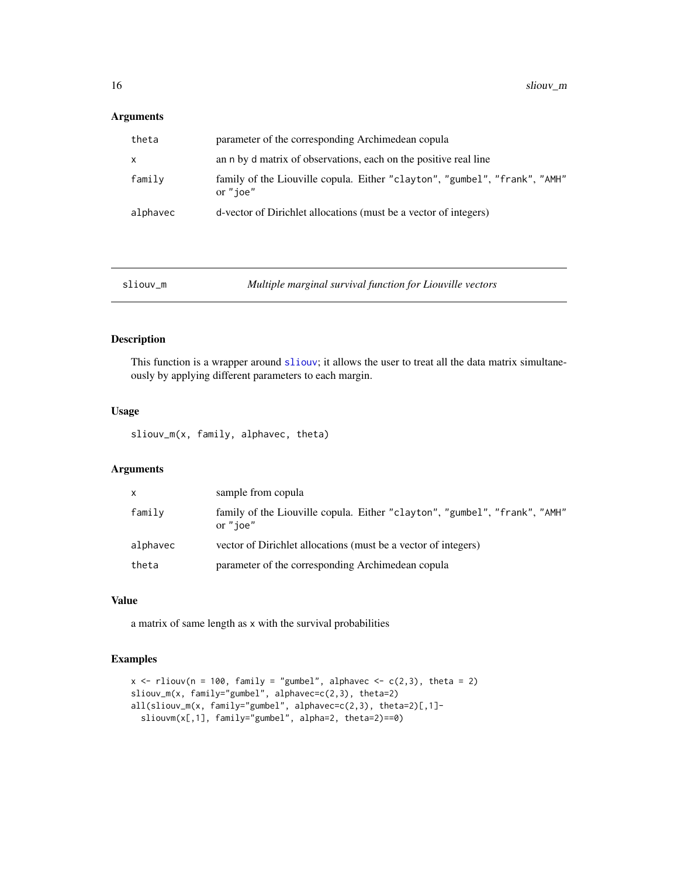## Arguments

| | |
|---|---|
| theta | parameter of the corresponding Archimedean copula |
| x | an n by d matrix of observations, each on the positive real line |
| family | family of the Liouville copula. Either "clayton", "gumbel", "frank", "AMH" or "joe" |
| alphavec | d-vector of Dirichlet allocations (must be a vector of integers) |

---

# sliouv_m — *Multiple marginal survival function for Liouville vectors*

## Description

This function is a wrapper around sliouv; it allows the user to treat all the data matrix simultaneously by applying different parameters to each margin.

## Usage

```
sliouv_m(x, family, alphavec, theta)
```

## Arguments

| | |
|---|---|
| x | sample from copula |
| family | family of the Liouville copula. Either "clayton", "gumbel", "frank", "AMH" or "joe" |
| alphavec | vector of Dirichlet allocations (must be a vector of integers) |
| theta | parameter of the corresponding Archimedean copula |

## Value

a matrix of same length as x with the survival probabilities

## Examples

```
x <- rliouv(n = 100, family = "gumbel", alphavec <- c(2,3), theta = 2)
sliouv_m(x, family="gumbel", alphavec=c(2,3), theta=2)
all(sliouv_m(x, family="gumbel", alphavec=c(2,3), theta=2)[,1]-
  sliouvm(x[,1], family="gumbel", alpha=2, theta=2)==0)
```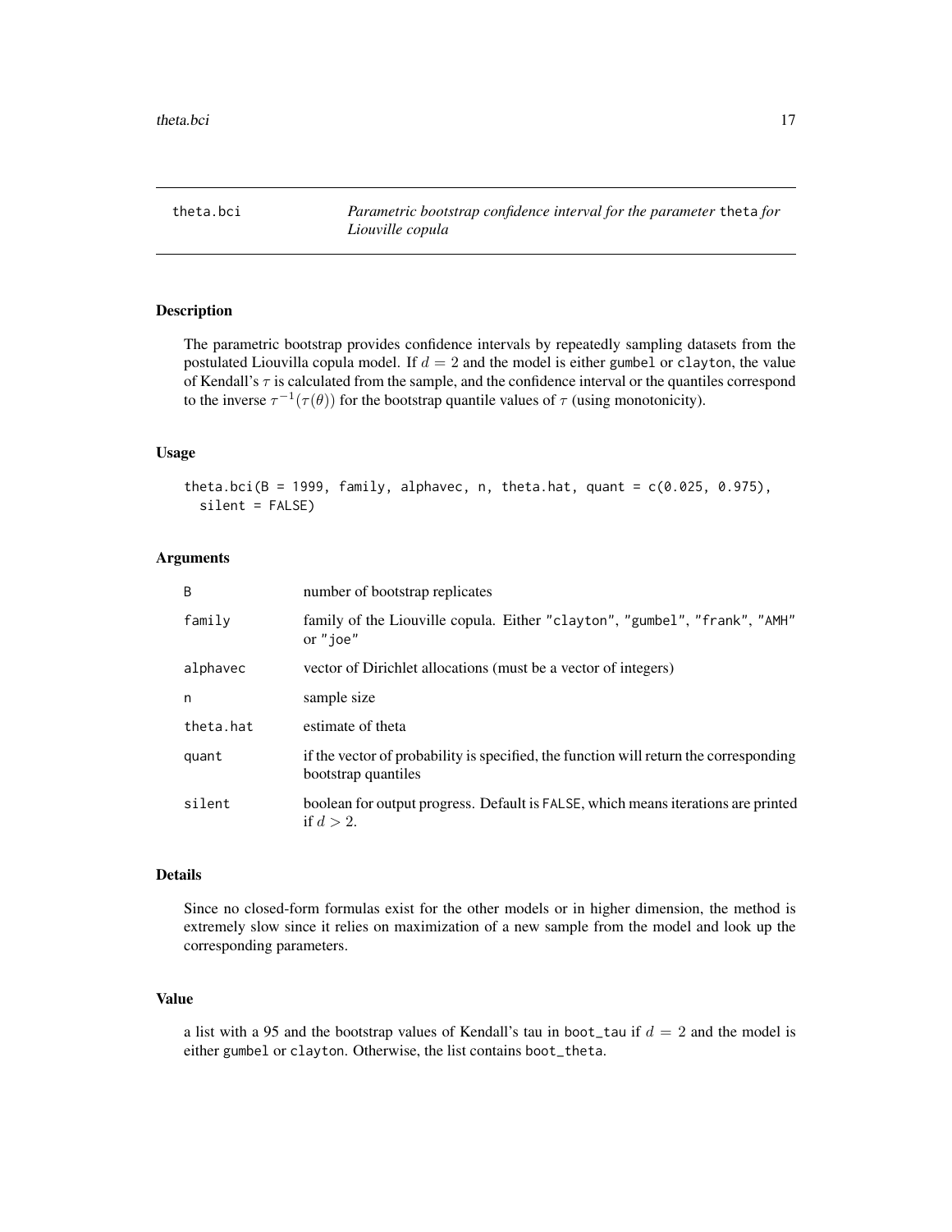theta.bci — *Parametric bootstrap confidence interval for the parameter* `theta` *for Liouville copula*

## Description

The parametric bootstrap provides confidence intervals by repeatedly sampling datasets from the postulated Liouvilla copula model. If $d = 2$ and the model is either gumbel or clayton, the value of Kendall's $\tau$ is calculated from the sample, and the confidence interval or the quantiles correspond to the inverse $\tau^{-1}(\tau(\theta))$ for the bootstrap quantile values of $\tau$ (using monotonicity).

## Usage

```
theta.bci(B = 1999, family, alphavec, n, theta.hat, quant = c(0.025, 0.975),
  silent = FALSE)
```

## Arguments

| | |
|---|---|
| B | number of bootstrap replicates |
| family | family of the Liouville copula. Either "clayton", "gumbel", "frank", "AMH" or "joe" |
| alphavec | vector of Dirichlet allocations (must be a vector of integers) |
| n | sample size |
| theta.hat | estimate of theta |
| quant | if the vector of probability is specified, the function will return the corresponding bootstrap quantiles |
| silent | boolean for output progress. Default is FALSE, which means iterations are printed if $d > 2$. |

## Details

Since no closed-form formulas exist for the other models or in higher dimension, the method is extremely slow since it relies on maximization of a new sample from the model and look up the corresponding parameters.

## Value

a list with a 95 and the bootstrap values of Kendall's tau in boot_tau if $d = 2$ and the model is either gumbel or clayton. Otherwise, the list contains boot_theta.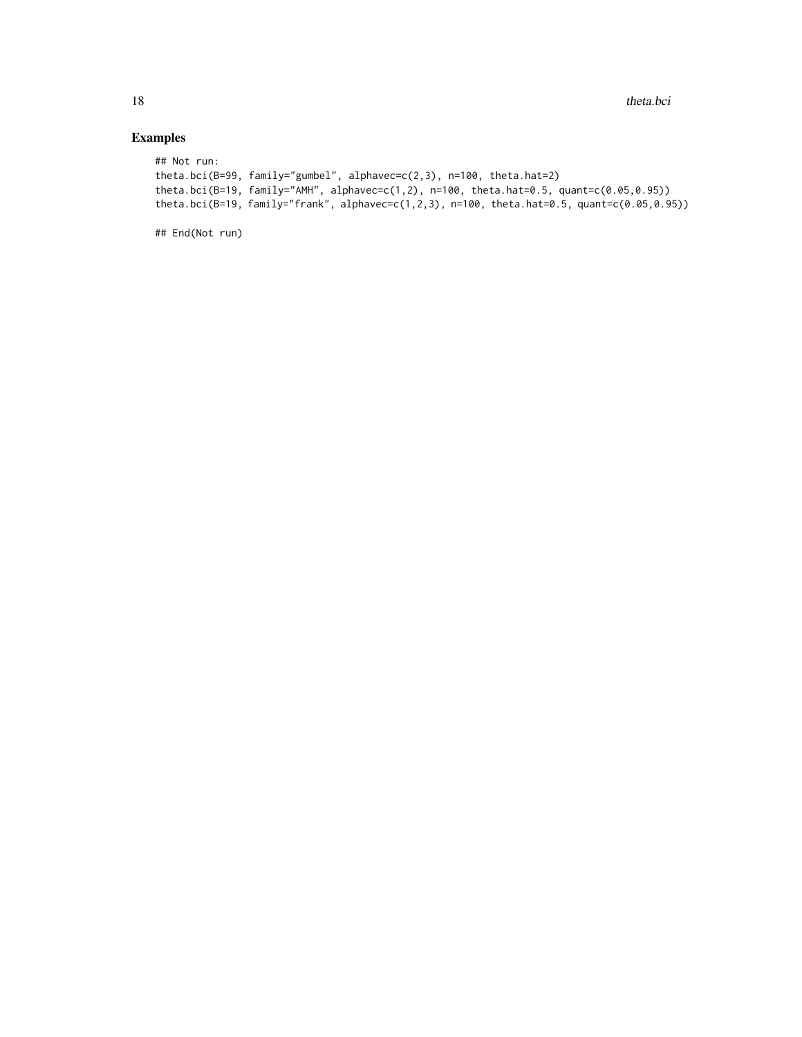## Examples

```
## Not run:
theta.bci(B=99, family="gumbel", alphavec=c(2,3), n=100, theta.hat=2)
theta.bci(B=19, family="AMH", alphavec=c(1,2), n=100, theta.hat=0.5, quant=c(0.05,0.95))
theta.bci(B=19, family="frank", alphavec=c(1,2,3), n=100, theta.hat=0.5, quant=c(0.05,0.95))

## End(Not run)
```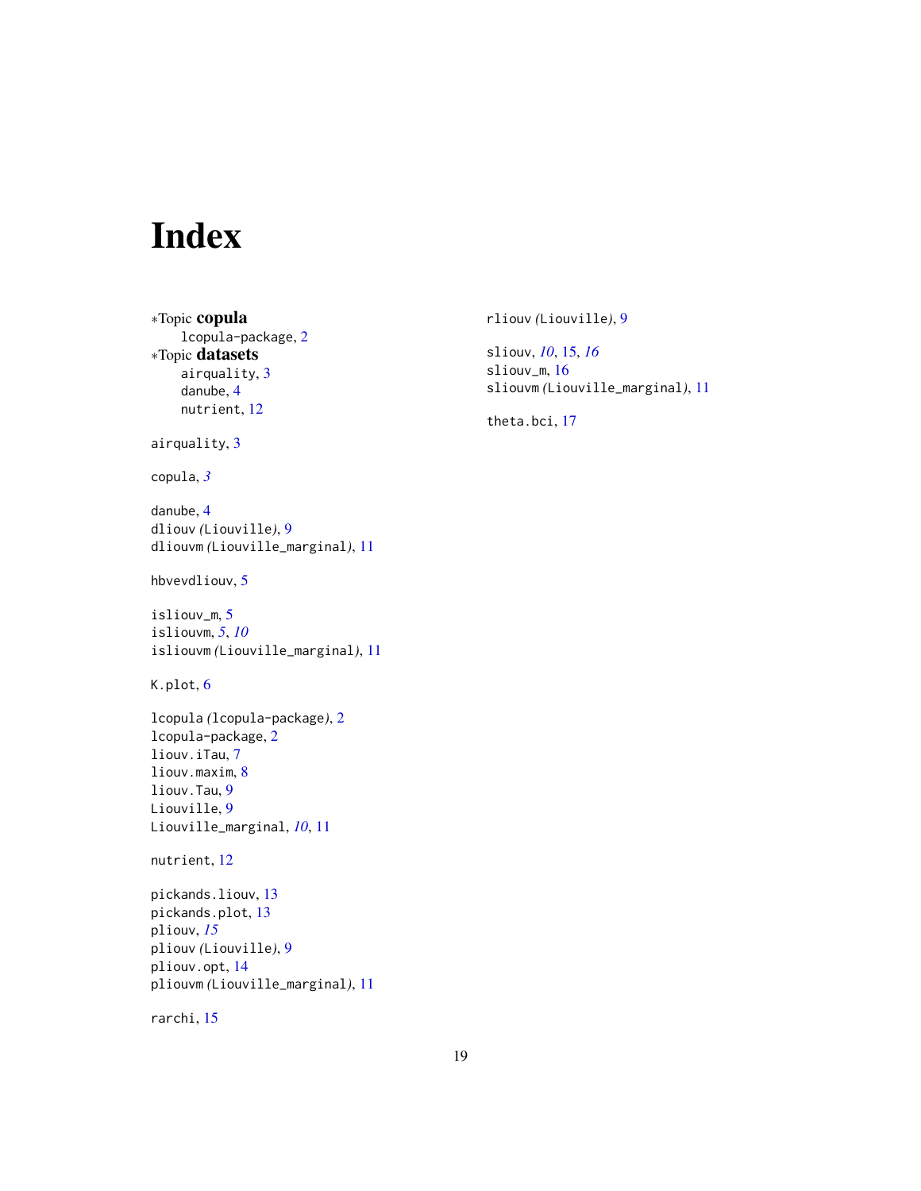# Index

∗Topic **copula**
  lcopula-package, 2
∗Topic **datasets**
  airquality, 3
  danube, 4
  nutrient, 12

airquality, 3

copula, *3*

danube, 4
dliouv *(*Liouville*)*, 9
dliouvm *(*Liouville_marginal*)*, 11

hbvevdliouv, 5

isliouv_m, 5
isliouvm, *5*, *10*
isliouvm *(*Liouville_marginal*)*, 11

K.plot, 6

lcopula *(*lcopula-package*)*, 2
lcopula-package, 2
liouv.iTau, 7
liouv.maxim, 8
liouv.Tau, 9
Liouville, 9
Liouville_marginal, *10*, 11

nutrient, 12

pickands.liouv, 13
pickands.plot, 13
pliouv, *15*
pliouv *(*Liouville*)*, 9
pliouv.opt, 14
pliouvm *(*Liouville_marginal*)*, 11

rarchi, 15
rliouv *(*Liouville*)*, 9

sliouv, *10*, 15, *16*
sliouv_m, 16
sliouvm *(*Liouville_marginal*)*, 11

theta.bci, 17